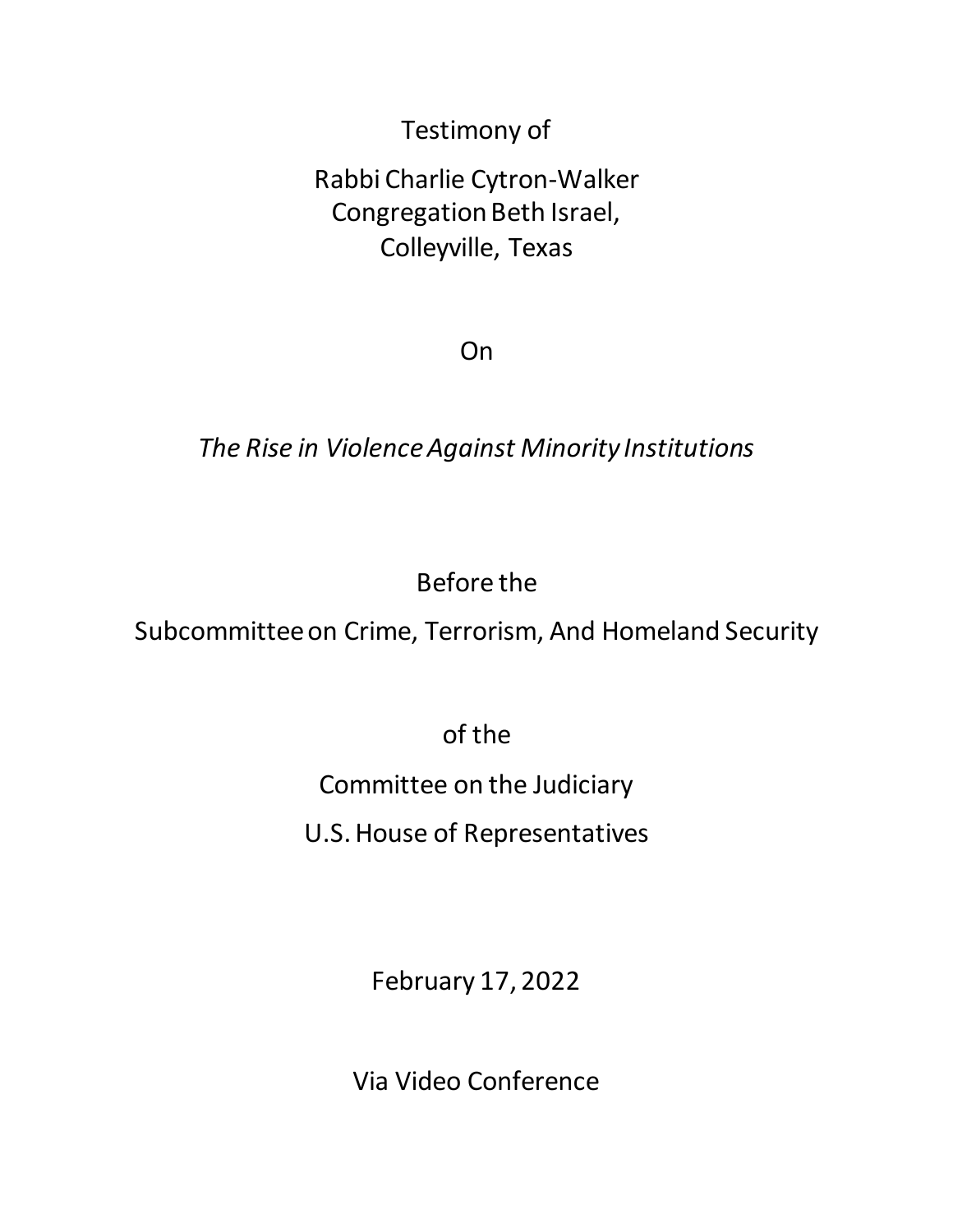Testimony of

Rabbi Charlie Cytron-Walker
Congregation Beth Israel,
Colleyville, Texas

On

*The Rise in Violence Against Minority Institutions*

Before the

Subcommittee on Crime, Terrorism, And Homeland Security

of the

Committee on the Judiciary

U.S. House of Representatives

February 17, 2022

Via Video Conference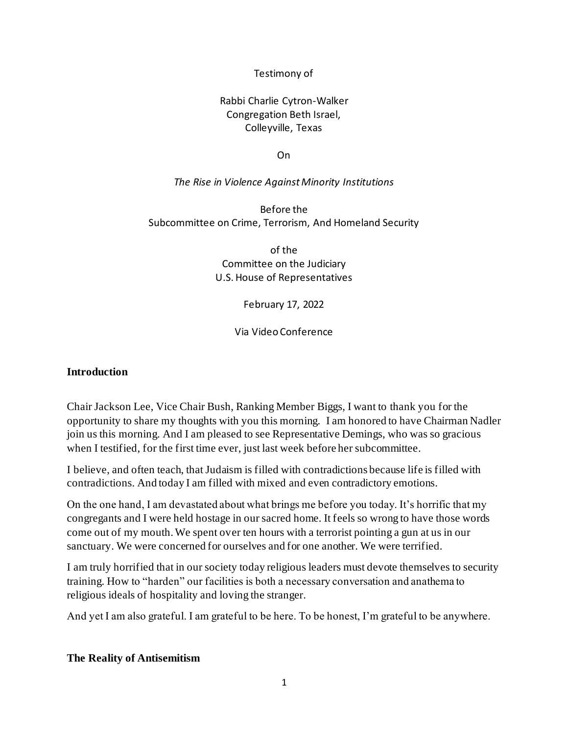Testimony of

Rabbi Charlie Cytron-Walker
Congregation Beth Israel,
Colleyville, Texas

On

*The Rise in Violence Against Minority Institutions*

Before the
Subcommittee on Crime, Terrorism, And Homeland Security

of the
Committee on the Judiciary
U.S. House of Representatives

February 17, 2022

Via Video Conference

## Introduction

Chair Jackson Lee, Vice Chair Bush, Ranking Member Biggs, I want to thank you for the opportunity to share my thoughts with you this morning. I am honored to have Chairman Nadler join us this morning. And I am pleased to see Representative Demings, who was so gracious when I testified, for the first time ever, just last week before her subcommittee.

I believe, and often teach, that Judaism is filled with contradictions because life is filled with contradictions. And today I am filled with mixed and even contradictory emotions.

On the one hand, I am devastated about what brings me before you today. It's horrific that my congregants and I were held hostage in our sacred home. It feels so wrong to have those words come out of my mouth. We spent over ten hours with a terrorist pointing a gun at us in our sanctuary. We were concerned for ourselves and for one another. We were terrified.

I am truly horrified that in our society today religious leaders must devote themselves to security training. How to "harden" our facilities is both a necessary conversation and anathema to religious ideals of hospitality and loving the stranger.

And yet I am also grateful. I am grateful to be here. To be honest, I'm grateful to be anywhere.

## The Reality of Antisemitism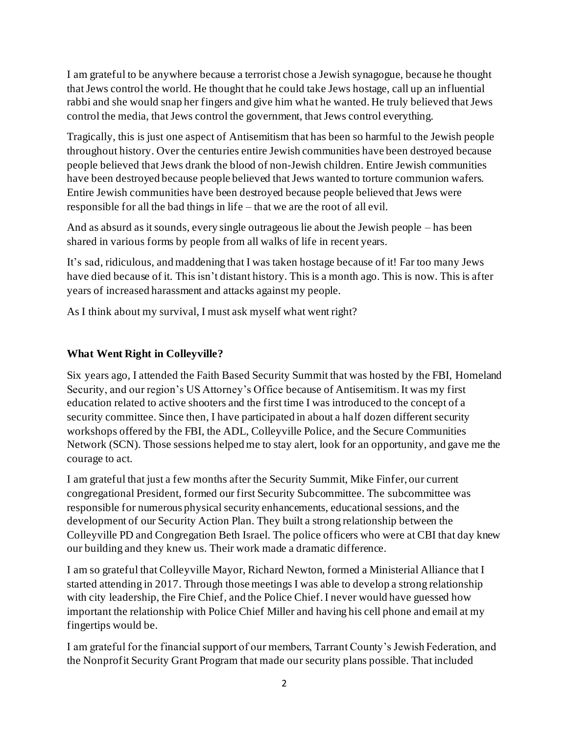I am grateful to be anywhere because a terrorist chose a Jewish synagogue, because he thought that Jews control the world. He thought that he could take Jews hostage, call up an influential rabbi and she would snap her fingers and give him what he wanted. He truly believed that Jews control the media, that Jews control the government, that Jews control everything.

Tragically, this is just one aspect of Antisemitism that has been so harmful to the Jewish people throughout history. Over the centuries entire Jewish communities have been destroyed because people believed that Jews drank the blood of non-Jewish children. Entire Jewish communities have been destroyed because people believed that Jews wanted to torture communion wafers. Entire Jewish communities have been destroyed because people believed that Jews were responsible for all the bad things in life – that we are the root of all evil.

And as absurd as it sounds, every single outrageous lie about the Jewish people – has been shared in various forms by people from all walks of life in recent years.

It's sad, ridiculous, and maddening that I was taken hostage because of it! Far too many Jews have died because of it. This isn't distant history. This is a month ago. This is now. This is after years of increased harassment and attacks against my people.

As I think about my survival, I must ask myself what went right?

**What Went Right in Colleyville?**

Six years ago, I attended the Faith Based Security Summit that was hosted by the FBI, Homeland Security, and our region's US Attorney's Office because of Antisemitism. It was my first education related to active shooters and the first time I was introduced to the concept of a security committee. Since then, I have participated in about a half dozen different security workshops offered by the FBI, the ADL, Colleyville Police, and the Secure Communities Network (SCN). Those sessions helped me to stay alert, look for an opportunity, and gave me the courage to act.

I am grateful that just a few months after the Security Summit, Mike Finfer, our current congregational President, formed our first Security Subcommittee. The subcommittee was responsible for numerous physical security enhancements, educational sessions, and the development of our Security Action Plan. They built a strong relationship between the Colleyville PD and Congregation Beth Israel. The police officers who were at CBI that day knew our building and they knew us. Their work made a dramatic difference.

I am so grateful that Colleyville Mayor, Richard Newton, formed a Ministerial Alliance that I started attending in 2017. Through those meetings I was able to develop a strong relationship with city leadership, the Fire Chief, and the Police Chief. I never would have guessed how important the relationship with Police Chief Miller and having his cell phone and email at my fingertips would be.

I am grateful for the financial support of our members, Tarrant County's Jewish Federation, and the Nonprofit Security Grant Program that made our security plans possible. That included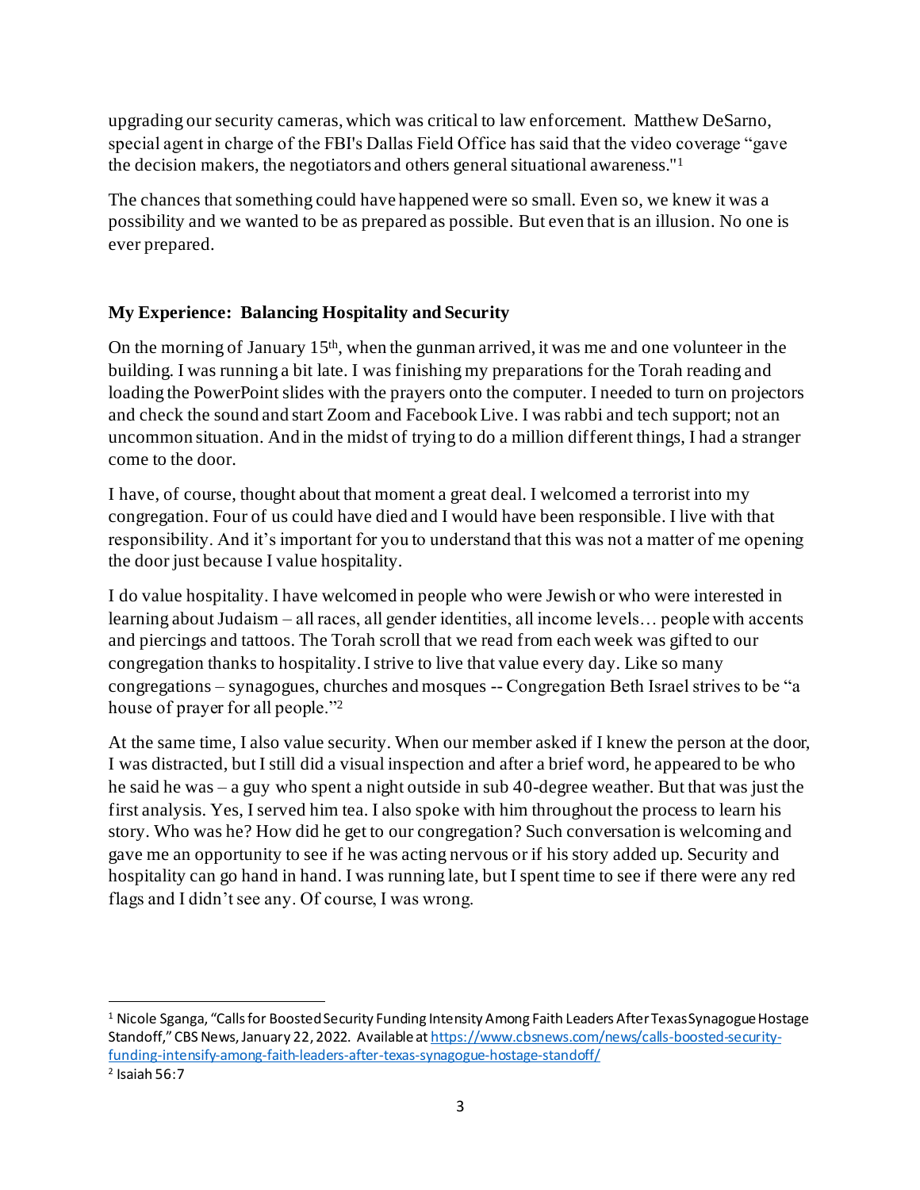upgrading our security cameras, which was critical to law enforcement. Matthew DeSarno, special agent in charge of the FBI's Dallas Field Office has said that the video coverage "gave the decision makers, the negotiators and others general situational awareness."[1]

The chances that something could have happened were so small. Even so, we knew it was a possibility and we wanted to be as prepared as possible. But even that is an illusion. No one is ever prepared.

**My Experience: Balancing Hospitality and Security**

On the morning of January 15th, when the gunman arrived, it was me and one volunteer in the building. I was running a bit late. I was finishing my preparations for the Torah reading and loading the PowerPoint slides with the prayers onto the computer. I needed to turn on projectors and check the sound and start Zoom and Facebook Live. I was rabbi and tech support; not an uncommon situation. And in the midst of trying to do a million different things, I had a stranger come to the door.

I have, of course, thought about that moment a great deal. I welcomed a terrorist into my congregation. Four of us could have died and I would have been responsible. I live with that responsibility. And it's important for you to understand that this was not a matter of me opening the door just because I value hospitality.

I do value hospitality. I have welcomed in people who were Jewish or who were interested in learning about Judaism – all races, all gender identities, all income levels… people with accents and piercings and tattoos. The Torah scroll that we read from each week was gifted to our congregation thanks to hospitality. I strive to live that value every day. Like so many congregations – synagogues, churches and mosques -- Congregation Beth Israel strives to be "a house of prayer for all people."[2]

At the same time, I also value security. When our member asked if I knew the person at the door, I was distracted, but I still did a visual inspection and after a brief word, he appeared to be who he said he was – a guy who spent a night outside in sub 40-degree weather. But that was just the first analysis. Yes, I served him tea. I also spoke with him throughout the process to learn his story. Who was he? How did he get to our congregation? Such conversation is welcoming and gave me an opportunity to see if he was acting nervous or if his story added up. Security and hospitality can go hand in hand. I was running late, but I spent time to see if there were any red flags and I didn't see any. Of course, I was wrong.

---

[1] Nicole Sganga, "Calls for Boosted Security Funding Intensity Among Faith Leaders After Texas Synagogue Hostage Standoff," CBS News, January 22, 2022. Available at https://www.cbsnews.com/news/calls-boosted-security-funding-intensify-among-faith-leaders-after-texas-synagogue-hostage-standoff/

[2] Isaiah 56:7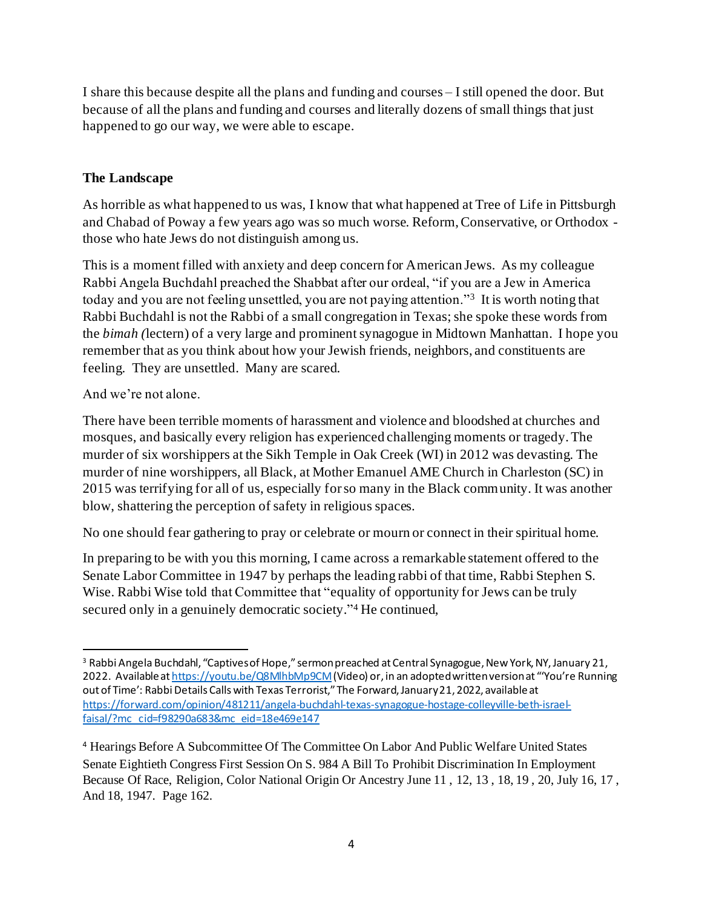I share this because despite all the plans and funding and courses – I still opened the door. But because of all the plans and funding and courses and literally dozens of small things that just happened to go our way, we were able to escape.

**The Landscape**

As horrible as what happened to us was, I know that what happened at Tree of Life in Pittsburgh and Chabad of Poway a few years ago was so much worse. Reform, Conservative, or Orthodox - those who hate Jews do not distinguish among us.

This is a moment filled with anxiety and deep concern for American Jews. As my colleague Rabbi Angela Buchdahl preached the Shabbat after our ordeal, "if you are a Jew in America today and you are not feeling unsettled, you are not paying attention."[3] It is worth noting that Rabbi Buchdahl is not the Rabbi of a small congregation in Texas; she spoke these words from the *bimah (*lectern) of a very large and prominent synagogue in Midtown Manhattan. I hope you remember that as you think about how your Jewish friends, neighbors, and constituents are feeling. They are unsettled. Many are scared.

And we're not alone.

There have been terrible moments of harassment and violence and bloodshed at churches and mosques, and basically every religion has experienced challenging moments or tragedy. The murder of six worshippers at the Sikh Temple in Oak Creek (WI) in 2012 was devasting. The murder of nine worshippers, all Black, at Mother Emanuel AME Church in Charleston (SC) in 2015 was terrifying for all of us, especially for so many in the Black community. It was another blow, shattering the perception of safety in religious spaces.

No one should fear gathering to pray or celebrate or mourn or connect in their spiritual home.

In preparing to be with you this morning, I came across a remarkable statement offered to the Senate Labor Committee in 1947 by perhaps the leading rabbi of that time, Rabbi Stephen S. Wise. Rabbi Wise told that Committee that "equality of opportunity for Jews can be truly secured only in a genuinely democratic society."[4] He continued,

---

[3] Rabbi Angela Buchdahl, "Captives of Hope," sermon preached at Central Synagogue, New York, NY, January 21, 2022. Available at https://youtu.be/Q8MlhbMp9CM (Video) or, in an adopted written version at "'You're Running out of Time': Rabbi Details Calls with Texas Terrorist," The Forward, January 21, 2022, available at https://forward.com/opinion/481211/angela-buchdahl-texas-synagogue-hostage-colleyville-beth-israel-faisal/?mc_cid=f98290a683&mc_eid=18e469e147

[4] Hearings Before A Subcommittee Of The Committee On Labor And Public Welfare United States Senate Eightieth Congress First Session On S. 984 A Bill To Prohibit Discrimination In Employment Because Of Race, Religion, Color National Origin Or Ancestry June 11 , 12, 13 , 18, 19 , 20, July 16, 17 , And 18, 1947. Page 162.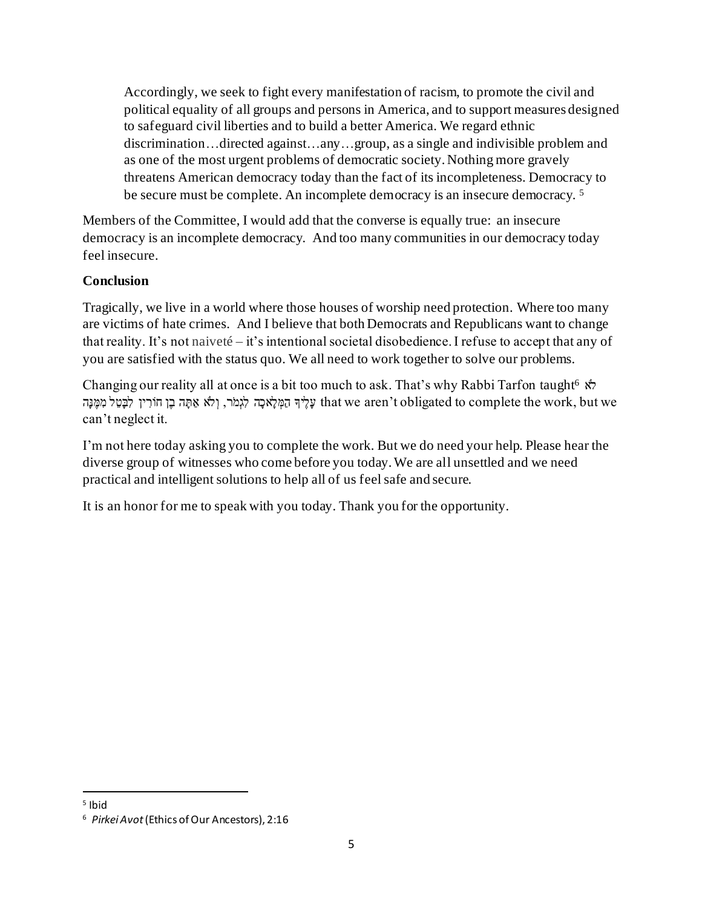> Accordingly, we seek to fight every manifestation of racism, to promote the civil and political equality of all groups and persons in America, and to support measures designed to safeguard civil liberties and to build a better America. We regard ethnic discrimination…directed against…any…group, as a single and indivisible problem and as one of the most urgent problems of democratic society. Nothing more gravely threatens American democracy today than the fact of its incompleteness. Democracy to be secure must be complete. An incomplete democracy is an insecure democracy. [5]

Members of the Committee, I would add that the converse is equally true: an insecure democracy is an incomplete democracy. And too many communities in our democracy today feel insecure.

**Conclusion**

Tragically, we live in a world where those houses of worship need protection. Where too many are victims of hate crimes. And I believe that both Democrats and Republicans want to change that reality. It's not naiveté – it's intentional societal disobedience. I refuse to accept that any of you are satisfied with the status quo. We all need to work together to solve our problems.

Changing our reality all at once is a bit too much to ask. That's why Rabbi Tarfon taught[6] לֹא עָלֶיךָ הַמְּלָאכָה לִגְמֹר, וְלֹא אַתָּה בֶן חוֹרִין לִבָּטֵל מִמֶּנָּה that we aren't obligated to complete the work, but we can't neglect it.

I'm not here today asking you to complete the work. But we do need your help. Please hear the diverse group of witnesses who come before you today. We are all unsettled and we need practical and intelligent solutions to help all of us feel safe and secure.

It is an honor for me to speak with you today. Thank you for the opportunity.

---

[5] Ibid

[6] *Pirkei Avot* (Ethics of Our Ancestors), 2:16